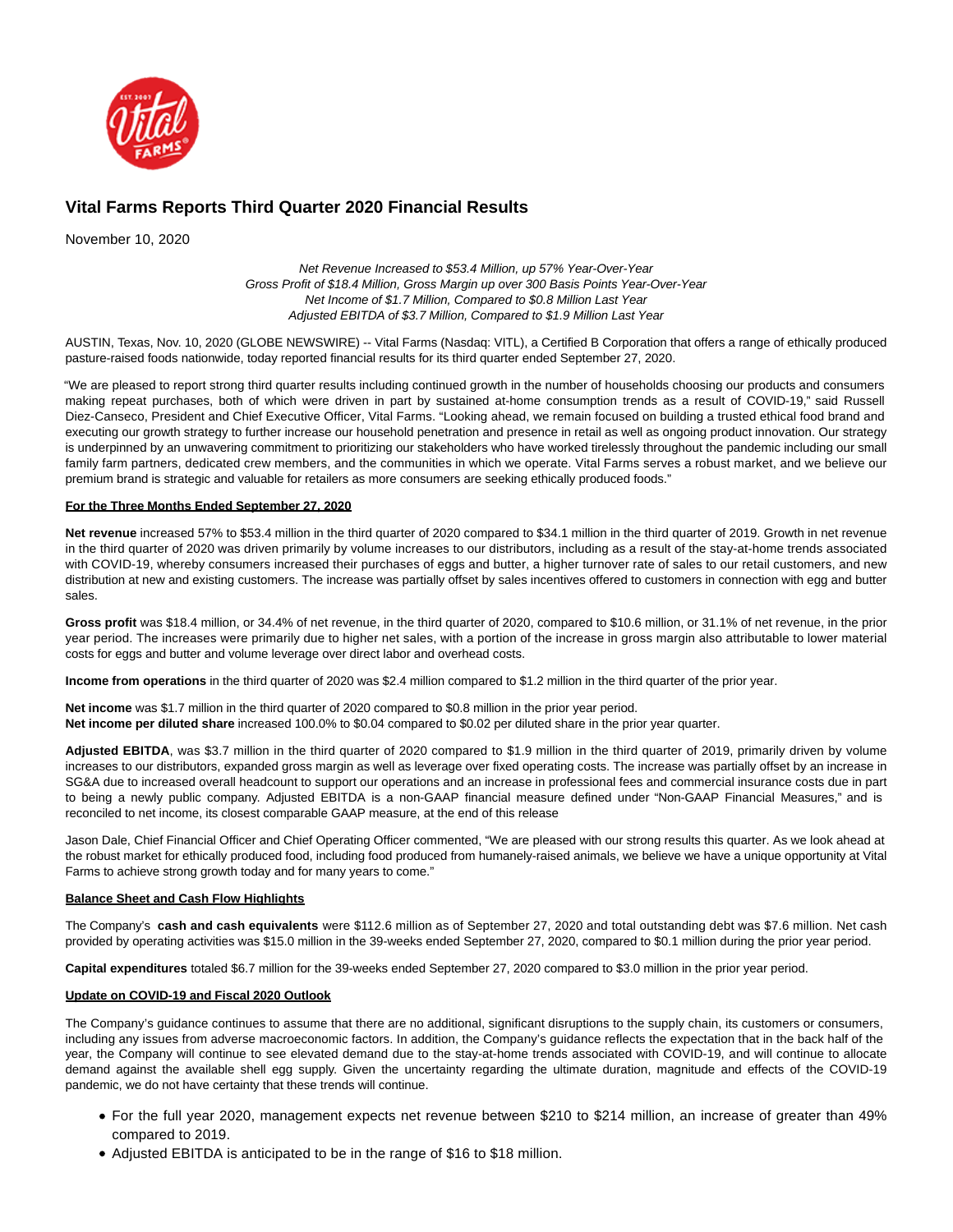# Vital Farms Reports Third Quarter 2020 Financial Results

November 10, 2020

*Net Revenue Increased to $53.4 Million, up 57% Year-Over-Year*
*Gross Profit of $18.4 Million, Gross Margin up over 300 Basis Points Year-Over-Year*
*Net Income of $1.7 Million, Compared to $0.8 Million Last Year*
*Adjusted EBITDA of $3.7 Million, Compared to $1.9 Million Last Year*

AUSTIN, Texas, Nov. 10, 2020 (GLOBE NEWSWIRE) -- Vital Farms (Nasdaq: VITL), a Certified B Corporation that offers a range of ethically produced pasture-raised foods nationwide, today reported financial results for its third quarter ended September 27, 2020.

"We are pleased to report strong third quarter results including continued growth in the number of households choosing our products and consumers making repeat purchases, both of which were driven in part by sustained at-home consumption trends as a result of COVID-19," said Russell Diez-Canseco, President and Chief Executive Officer, Vital Farms. "Looking ahead, we remain focused on building a trusted ethical food brand and executing our growth strategy to further increase our household penetration and presence in retail as well as ongoing product innovation. Our strategy is underpinned by an unwavering commitment to prioritizing our stakeholders who have worked tirelessly throughout the pandemic including our small family farm partners, dedicated crew members, and the communities in which we operate. Vital Farms serves a robust market, and we believe our premium brand is strategic and valuable for retailers as more consumers are seeking ethically produced foods."

**For the Three Months Ended September 27, 2020**

**Net revenue** increased 57% to $53.4 million in the third quarter of 2020 compared to $34.1 million in the third quarter of 2019. Growth in net revenue in the third quarter of 2020 was driven primarily by volume increases to our distributors, including as a result of the stay-at-home trends associated with COVID-19, whereby consumers increased their purchases of eggs and butter, a higher turnover rate of sales to our retail customers, and new distribution at new and existing customers. The increase was partially offset by sales incentives offered to customers in connection with egg and butter sales.

**Gross profit** was $18.4 million, or 34.4% of net revenue, in the third quarter of 2020, compared to $10.6 million, or 31.1% of net revenue, in the prior year period. The increases were primarily due to higher net sales, with a portion of the increase in gross margin also attributable to lower material costs for eggs and butter and volume leverage over direct labor and overhead costs.

**Income from operations** in the third quarter of 2020 was $2.4 million compared to $1.2 million in the third quarter of the prior year.

**Net income** was $1.7 million in the third quarter of 2020 compared to $0.8 million in the prior year period.
**Net income per diluted share** increased 100.0% to $0.04 compared to $0.02 per diluted share in the prior year quarter.

**Adjusted EBITDA**, was $3.7 million in the third quarter of 2020 compared to $1.9 million in the third quarter of 2019, primarily driven by volume increases to our distributors, expanded gross margin as well as leverage over fixed operating costs. The increase was partially offset by an increase in SG&A due to increased overall headcount to support our operations and an increase in professional fees and commercial insurance costs due in part to being a newly public company. Adjusted EBITDA is a non-GAAP financial measure defined under "Non-GAAP Financial Measures," and is reconciled to net income, its closest comparable GAAP measure, at the end of this release

Jason Dale, Chief Financial Officer and Chief Operating Officer commented, "We are pleased with our strong results this quarter. As we look ahead at the robust market for ethically produced food, including food produced from humanely-raised animals, we believe we have a unique opportunity at Vital Farms to achieve strong growth today and for many years to come."

**Balance Sheet and Cash Flow Highlights**

The Company's **cash and cash equivalents** were $112.6 million as of September 27, 2020 and total outstanding debt was $7.6 million. Net cash provided by operating activities was $15.0 million in the 39-weeks ended September 27, 2020, compared to $0.1 million during the prior year period.

**Capital expenditures** totaled $6.7 million for the 39-weeks ended September 27, 2020 compared to $3.0 million in the prior year period.

**Update on COVID-19 and Fiscal 2020 Outlook**

The Company's guidance continues to assume that there are no additional, significant disruptions to the supply chain, its customers or consumers, including any issues from adverse macroeconomic factors. In addition, the Company's guidance reflects the expectation that in the back half of the year, the Company will continue to see elevated demand due to the stay-at-home trends associated with COVID-19, and will continue to allocate demand against the available shell egg supply. Given the uncertainty regarding the ultimate duration, magnitude and effects of the COVID-19 pandemic, we do not have certainty that these trends will continue.

- For the full year 2020, management expects net revenue between $210 to $214 million, an increase of greater than 49% compared to 2019.
- Adjusted EBITDA is anticipated to be in the range of $16 to $18 million.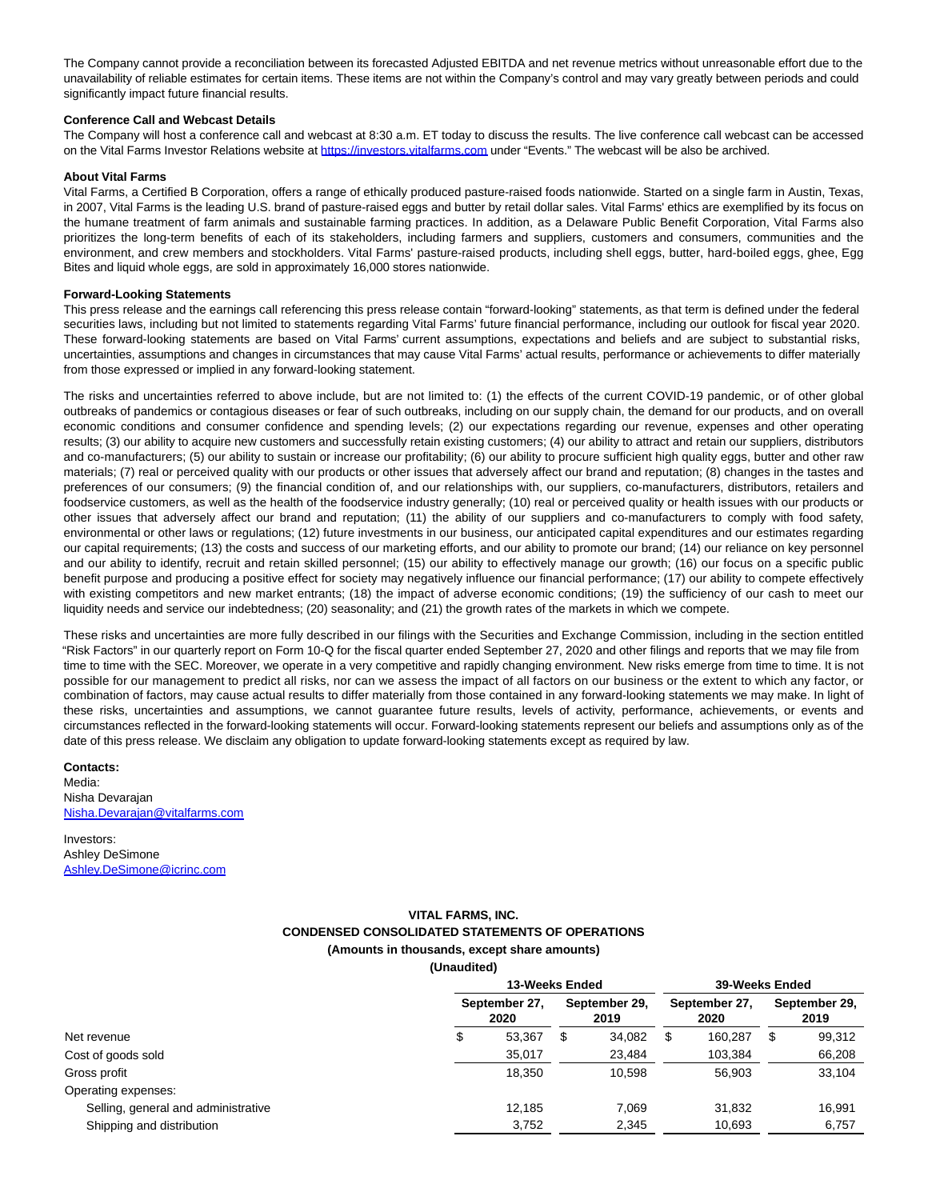The Company cannot provide a reconciliation between its forecasted Adjusted EBITDA and net revenue metrics without unreasonable effort due to the unavailability of reliable estimates for certain items. These items are not within the Company's control and may vary greatly between periods and could significantly impact future financial results.

**Conference Call and Webcast Details**

The Company will host a conference call and webcast at 8:30 a.m. ET today to discuss the results. The live conference call webcast can be accessed on the Vital Farms Investor Relations website at https://investors.vitalfarms.com under "Events." The webcast will be also be archived.

**About Vital Farms**

Vital Farms, a Certified B Corporation, offers a range of ethically produced pasture-raised foods nationwide. Started on a single farm in Austin, Texas, in 2007, Vital Farms is the leading U.S. brand of pasture-raised eggs and butter by retail dollar sales. Vital Farms' ethics are exemplified by its focus on the humane treatment of farm animals and sustainable farming practices. In addition, as a Delaware Public Benefit Corporation, Vital Farms also prioritizes the long-term benefits of each of its stakeholders, including farmers and suppliers, customers and consumers, communities and the environment, and crew members and stockholders. Vital Farms' pasture-raised products, including shell eggs, butter, hard-boiled eggs, ghee, Egg Bites and liquid whole eggs, are sold in approximately 16,000 stores nationwide.

**Forward-Looking Statements**

This press release and the earnings call referencing this press release contain "forward-looking" statements, as that term is defined under the federal securities laws, including but not limited to statements regarding Vital Farms' future financial performance, including our outlook for fiscal year 2020. These forward-looking statements are based on Vital Farms' current assumptions, expectations and beliefs and are subject to substantial risks, uncertainties, assumptions and changes in circumstances that may cause Vital Farms' actual results, performance or achievements to differ materially from those expressed or implied in any forward-looking statement.

The risks and uncertainties referred to above include, but are not limited to: (1) the effects of the current COVID-19 pandemic, or of other global outbreaks of pandemics or contagious diseases or fear of such outbreaks, including on our supply chain, the demand for our products, and on overall economic conditions and consumer confidence and spending levels; (2) our expectations regarding our revenue, expenses and other operating results; (3) our ability to acquire new customers and successfully retain existing customers; (4) our ability to attract and retain our suppliers, distributors and co-manufacturers; (5) our ability to sustain or increase our profitability; (6) our ability to procure sufficient high quality eggs, butter and other raw materials; (7) real or perceived quality with our products or other issues that adversely affect our brand and reputation; (8) changes in the tastes and preferences of our consumers; (9) the financial condition of, and our relationships with, our suppliers, co-manufacturers, distributors, retailers and foodservice customers, as well as the health of the foodservice industry generally; (10) real or perceived quality or health issues with our products or other issues that adversely affect our brand and reputation; (11) the ability of our suppliers and co-manufacturers to comply with food safety, environmental or other laws or regulations; (12) future investments in our business, our anticipated capital expenditures and our estimates regarding our capital requirements; (13) the costs and success of our marketing efforts, and our ability to promote our brand; (14) our reliance on key personnel and our ability to identify, recruit and retain skilled personnel; (15) our ability to effectively manage our growth; (16) our focus on a specific public benefit purpose and producing a positive effect for society may negatively influence our financial performance; (17) our ability to compete effectively with existing competitors and new market entrants; (18) the impact of adverse economic conditions; (19) the sufficiency of our cash to meet our liquidity needs and service our indebtedness; (20) seasonality; and (21) the growth rates of the markets in which we compete.

These risks and uncertainties are more fully described in our filings with the Securities and Exchange Commission, including in the section entitled "Risk Factors" in our quarterly report on Form 10-Q for the fiscal quarter ended September 27, 2020 and other filings and reports that we may file from time to time with the SEC. Moreover, we operate in a very competitive and rapidly changing environment. New risks emerge from time to time. It is not possible for our management to predict all risks, nor can we assess the impact of all factors on our business or the extent to which any factor, or combination of factors, may cause actual results to differ materially from those contained in any forward-looking statements we may make. In light of these risks, uncertainties and assumptions, we cannot guarantee future results, levels of activity, performance, achievements, or events and circumstances reflected in the forward-looking statements will occur. Forward-looking statements represent our beliefs and assumptions only as of the date of this press release. We disclaim any obligation to update forward-looking statements except as required by law.

**Contacts:**

Media:
Nisha Devarajan
Nisha.Devarajan@vitalfarms.com

Investors:
Ashley DeSimone
Ashley.DeSimone@icrinc.com

**VITAL FARMS, INC.**
**CONDENSED CONSOLIDATED STATEMENTS OF OPERATIONS**
**(Amounts in thousands, except share amounts)**
**(Unaudited)**

| | 13-Weeks Ended | | 39-Weeks Ended | |
|---|---|---|---|---|
| | September 27, 2020 | September 29, 2019 | September 27, 2020 | September 29, 2019 |
| Net revenue | $ 53,367 | $ 34,082 | $ 160,287 | $ 99,312 |
| Cost of goods sold | 35,017 | 23,484 | 103,384 | 66,208 |
| Gross profit | 18,350 | 10,598 | 56,903 | 33,104 |
| Operating expenses: | | | | |
| Selling, general and administrative | 12,185 | 7,069 | 31,832 | 16,991 |
| Shipping and distribution | 3,752 | 2,345 | 10,693 | 6,757 |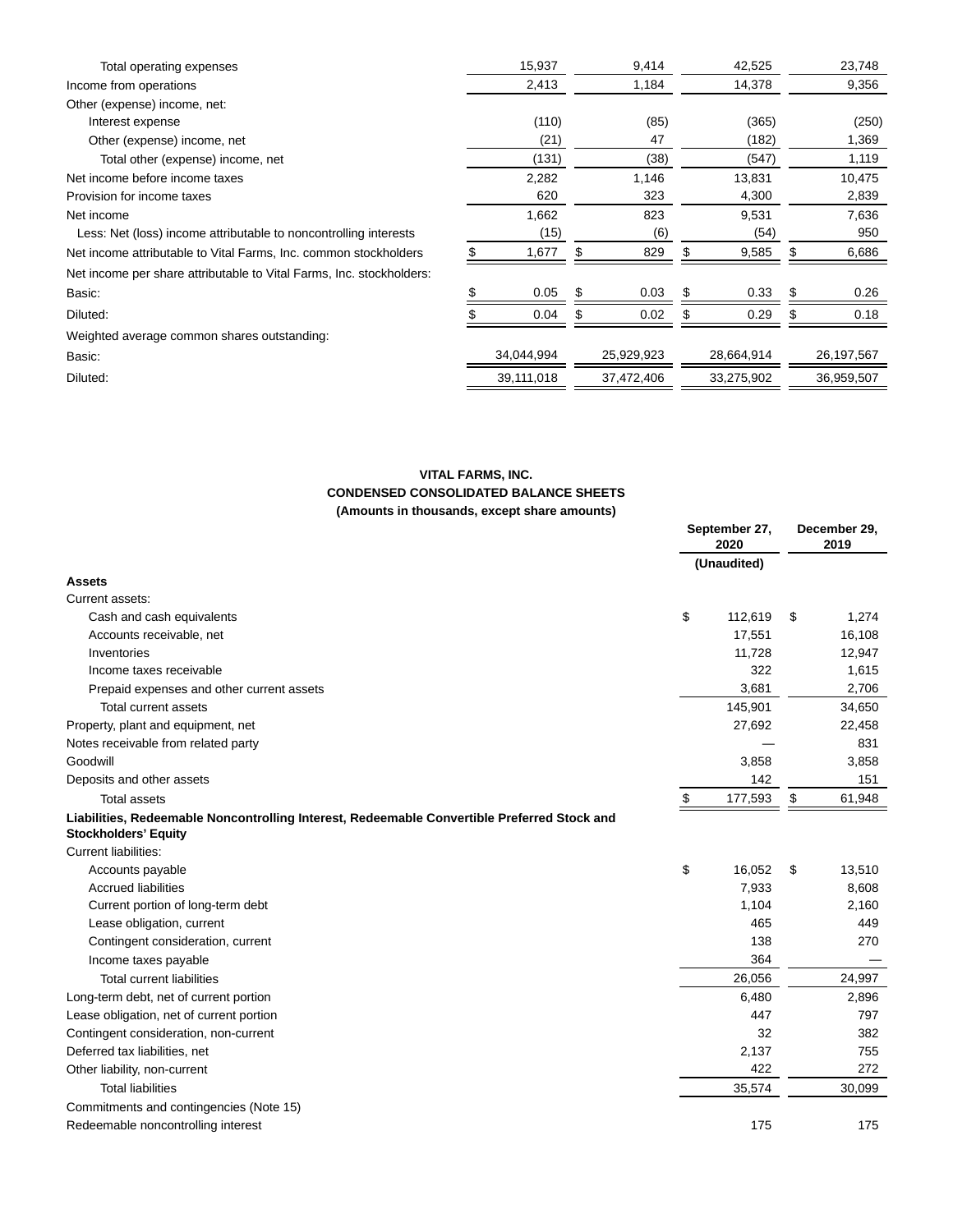| | | | | |
|---|---|---|---|---|
| Total operating expenses | 15,937 | 9,414 | 42,525 | 23,748 |
| Income from operations | 2,413 | 1,184 | 14,378 | 9,356 |
| Other (expense) income, net: | | | | |
| Interest expense | (110) | (85) | (365) | (250) |
| Other (expense) income, net | (21) | 47 | (182) | 1,369 |
| Total other (expense) income, net | (131) | (38) | (547) | 1,119 |
| Net income before income taxes | 2,282 | 1,146 | 13,831 | 10,475 |
| Provision for income taxes | 620 | 323 | 4,300 | 2,839 |
| Net income | 1,662 | 823 | 9,531 | 7,636 |
| Less: Net (loss) income attributable to noncontrolling interests | (15) | (6) | (54) | 950 |
| Net income attributable to Vital Farms, Inc. common stockholders | $ 1,677 | $ 829 | $ 9,585 | $ 6,686 |
| Net income per share attributable to Vital Farms, Inc. stockholders: | | | | |
| Basic: | $ 0.05 | $ 0.03 | $ 0.33 | $ 0.26 |
| Diluted: | $ 0.04 | $ 0.02 | $ 0.29 | $ 0.18 |
| Weighted average common shares outstanding: | | | | |
| Basic: | 34,044,994 | 25,929,923 | 28,664,914 | 26,197,567 |
| Diluted: | 39,111,018 | 37,472,406 | 33,275,902 | 36,959,507 |

**VITAL FARMS, INC.**
**CONDENSED CONSOLIDATED BALANCE SHEETS**
**(Amounts in thousands, except share amounts)**

| | September 27, 2020 | December 29, 2019 |
|---|---|---|
| | (Unaudited) | |
| **Assets** | | |
| Current assets: | | |
| Cash and cash equivalents | $ 112,619 | $ 1,274 |
| Accounts receivable, net | 17,551 | 16,108 |
| Inventories | 11,728 | 12,947 |
| Income taxes receivable | 322 | 1,615 |
| Prepaid expenses and other current assets | 3,681 | 2,706 |
| Total current assets | 145,901 | 34,650 |
| Property, plant and equipment, net | 27,692 | 22,458 |
| Notes receivable from related party | — | 831 |
| Goodwill | 3,858 | 3,858 |
| Deposits and other assets | 142 | 151 |
| Total assets | $ 177,593 | $ 61,948 |
| **Liabilities, Redeemable Noncontrolling Interest, Redeemable Convertible Preferred Stock and Stockholders' Equity** | | |
| Current liabilities: | | |
| Accounts payable | $ 16,052 | $ 13,510 |
| Accrued liabilities | 7,933 | 8,608 |
| Current portion of long-term debt | 1,104 | 2,160 |
| Lease obligation, current | 465 | 449 |
| Contingent consideration, current | 138 | 270 |
| Income taxes payable | 364 | — |
| Total current liabilities | 26,056 | 24,997 |
| Long-term debt, net of current portion | 6,480 | 2,896 |
| Lease obligation, net of current portion | 447 | 797 |
| Contingent consideration, non-current | 32 | 382 |
| Deferred tax liabilities, net | 2,137 | 755 |
| Other liability, non-current | 422 | 272 |
| Total liabilities | 35,574 | 30,099 |
| Commitments and contingencies (Note 15) | | |
| Redeemable noncontrolling interest | 175 | 175 |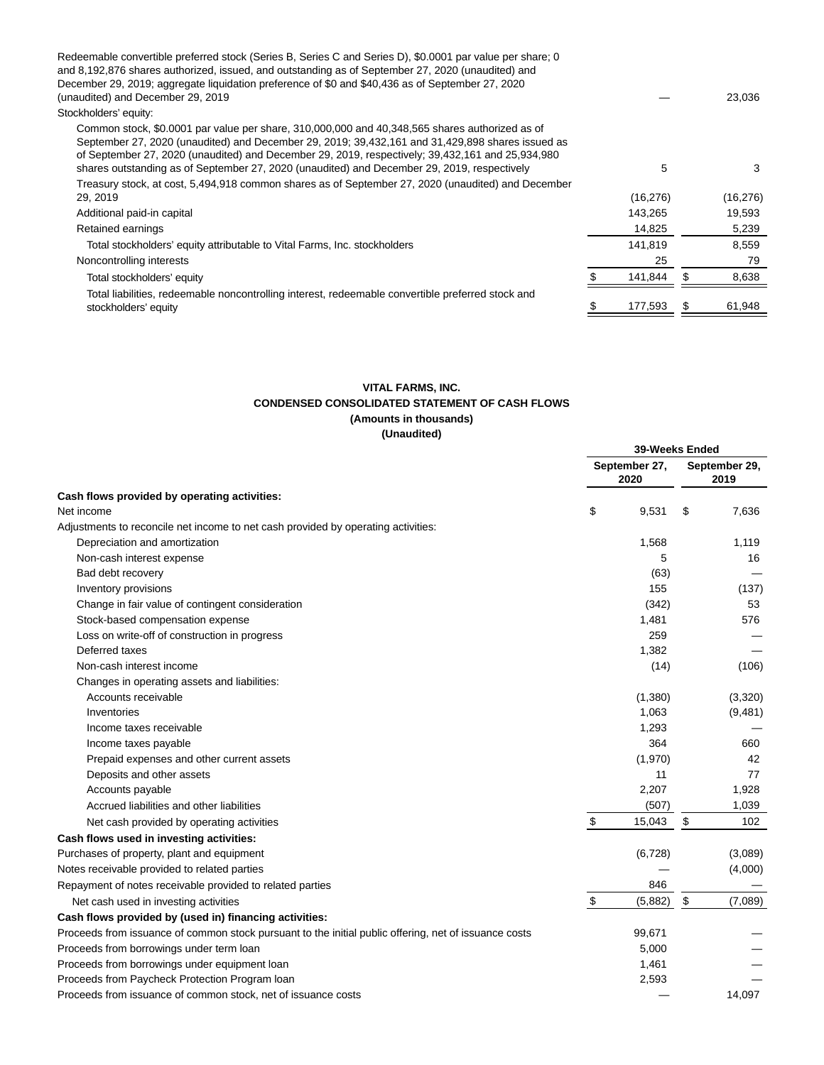| | | |
|---|---|---|
| Redeemable convertible preferred stock (Series B, Series C and Series D), $0.0001 par value per share; 0 and 8,192,876 shares authorized, issued, and outstanding as of September 27, 2020 (unaudited) and December 29, 2019; aggregate liquidation preference of $0 and $40,436 as of September 27, 2020 (unaudited) and December 29, 2019 | — | 23,036 |
| Stockholders' equity: | | |
| Common stock, $0.0001 par value per share, 310,000,000 and 40,348,565 shares authorized as of September 27, 2020 (unaudited) and December 29, 2019; 39,432,161 and 31,429,898 shares issued as of September 27, 2020 (unaudited) and December 29, 2019, respectively; 39,432,161 and 25,934,980 shares outstanding as of September 27, 2020 (unaudited) and December 29, 2019, respectively | 5 | 3 |
| Treasury stock, at cost, 5,494,918 common shares as of September 27, 2020 (unaudited) and December 29, 2019 | (16,276) | (16,276) |
| Additional paid-in capital | 143,265 | 19,593 |
| Retained earnings | 14,825 | 5,239 |
| Total stockholders' equity attributable to Vital Farms, Inc. stockholders | 141,819 | 8,559 |
| Noncontrolling interests | 25 | 79 |
| Total stockholders' equity | $ 141,844 | $ 8,638 |
| Total liabilities, redeemable noncontrolling interest, redeemable convertible preferred stock and stockholders' equity | $ 177,593 | $ 61,948 |

**VITAL FARMS, INC.**
**CONDENSED CONSOLIDATED STATEMENT OF CASH FLOWS**
**(Amounts in thousands)**
**(Unaudited)**

| | 39-Weeks Ended | |
|---|---|---|
| | September 27, 2020 | September 29, 2019 |
| **Cash flows provided by operating activities:** | | |
| Net income | $ 9,531 | $ 7,636 |
| Adjustments to reconcile net income to net cash provided by operating activities: | | |
| Depreciation and amortization | 1,568 | 1,119 |
| Non-cash interest expense | 5 | 16 |
| Bad debt recovery | (63) | — |
| Inventory provisions | 155 | (137) |
| Change in fair value of contingent consideration | (342) | 53 |
| Stock-based compensation expense | 1,481 | 576 |
| Loss on write-off of construction in progress | 259 | — |
| Deferred taxes | 1,382 | — |
| Non-cash interest income | (14) | (106) |
| Changes in operating assets and liabilities: | | |
| Accounts receivable | (1,380) | (3,320) |
| Inventories | 1,063 | (9,481) |
| Income taxes receivable | 1,293 | — |
| Income taxes payable | 364 | 660 |
| Prepaid expenses and other current assets | (1,970) | 42 |
| Deposits and other assets | 11 | 77 |
| Accounts payable | 2,207 | 1,928 |
| Accrued liabilities and other liabilities | (507) | 1,039 |
| Net cash provided by operating activities | $ 15,043 | $ 102 |
| **Cash flows used in investing activities:** | | |
| Purchases of property, plant and equipment | (6,728) | (3,089) |
| Notes receivable provided to related parties | — | (4,000) |
| Repayment of notes receivable provided to related parties | 846 | — |
| Net cash used in investing activities | $ (5,882) | $ (7,089) |
| **Cash flows provided by (used in) financing activities:** | | |
| Proceeds from issuance of common stock pursuant to the initial public offering, net of issuance costs | 99,671 | — |
| Proceeds from borrowings under term loan | 5,000 | — |
| Proceeds from borrowings under equipment loan | 1,461 | — |
| Proceeds from Paycheck Protection Program loan | 2,593 | — |
| Proceeds from issuance of common stock, net of issuance costs | — | 14,097 |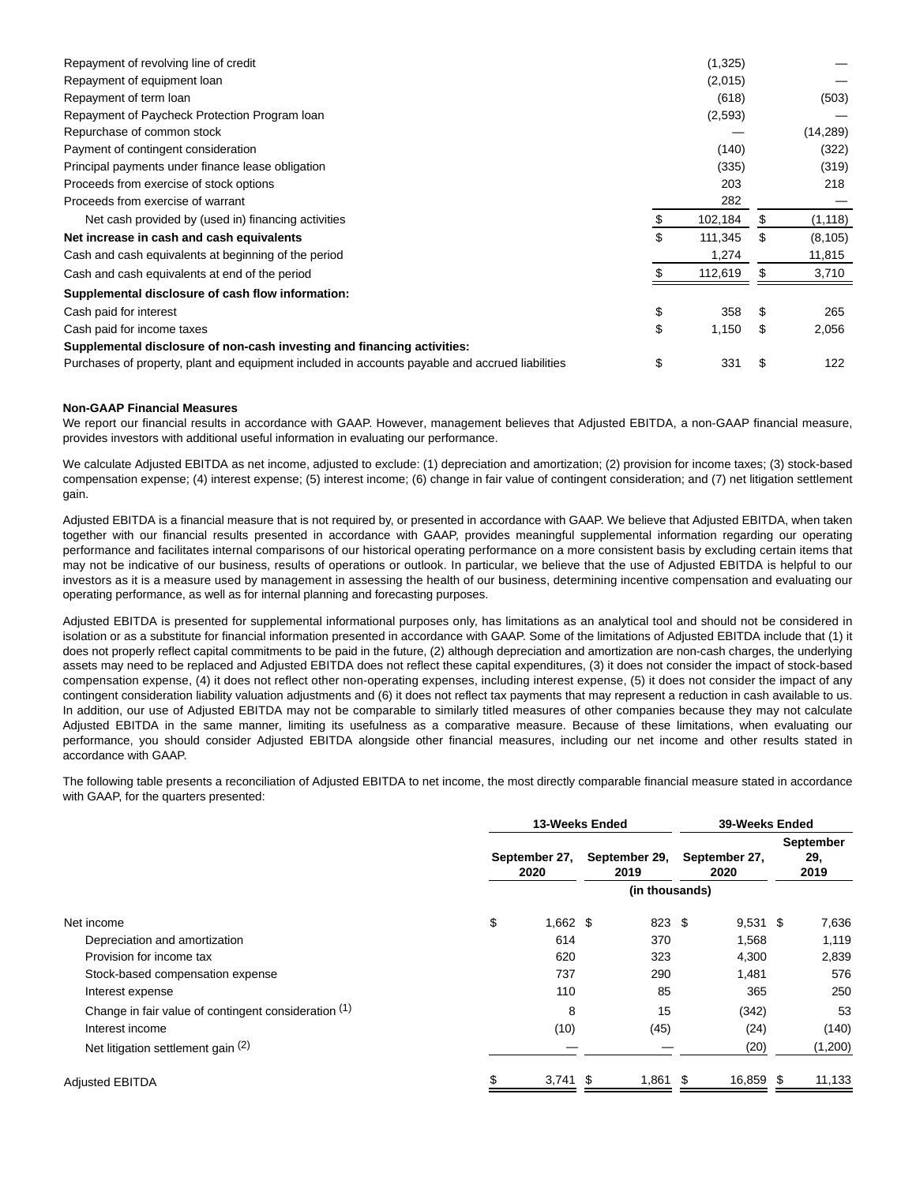| | | |
|---|---|---|
| Repayment of revolving line of credit | (1,325) | — |
| Repayment of equipment loan | (2,015) | — |
| Repayment of term loan | (618) | (503) |
| Repayment of Paycheck Protection Program loan | (2,593) | — |
| Repurchase of common stock | — | (14,289) |
| Payment of contingent consideration | (140) | (322) |
| Principal payments under finance lease obligation | (335) | (319) |
| Proceeds from exercise of stock options | 203 | 218 |
| Proceeds from exercise of warrant | 282 | — |
| Net cash provided by (used in) financing activities | $ 102,184 | $ (1,118) |
| **Net increase in cash and cash equivalents** | $ 111,345 | $ (8,105) |
| Cash and cash equivalents at beginning of the period | 1,274 | 11,815 |
| Cash and cash equivalents at end of the period | $ 112,619 | $ 3,710 |
| **Supplemental disclosure of cash flow information:** | | |
| Cash paid for interest | $ 358 | $ 265 |
| Cash paid for income taxes | $ 1,150 | $ 2,056 |
| **Supplemental disclosure of non-cash investing and financing activities:** | | |
| Purchases of property, plant and equipment included in accounts payable and accrued liabilities | $ 331 | $ 122 |

**Non-GAAP Financial Measures**

We report our financial results in accordance with GAAP. However, management believes that Adjusted EBITDA, a non-GAAP financial measure, provides investors with additional useful information in evaluating our performance.

We calculate Adjusted EBITDA as net income, adjusted to exclude: (1) depreciation and amortization; (2) provision for income taxes; (3) stock-based compensation expense; (4) interest expense; (5) interest income; (6) change in fair value of contingent consideration; and (7) net litigation settlement gain.

Adjusted EBITDA is a financial measure that is not required by, or presented in accordance with GAAP. We believe that Adjusted EBITDA, when taken together with our financial results presented in accordance with GAAP, provides meaningful supplemental information regarding our operating performance and facilitates internal comparisons of our historical operating performance on a more consistent basis by excluding certain items that may not be indicative of our business, results of operations or outlook. In particular, we believe that the use of Adjusted EBITDA is helpful to our investors as it is a measure used by management in assessing the health of our business, determining incentive compensation and evaluating our operating performance, as well as for internal planning and forecasting purposes.

Adjusted EBITDA is presented for supplemental informational purposes only, has limitations as an analytical tool and should not be considered in isolation or as a substitute for financial information presented in accordance with GAAP. Some of the limitations of Adjusted EBITDA include that (1) it does not properly reflect capital commitments to be paid in the future, (2) although depreciation and amortization are non-cash charges, the underlying assets may need to be replaced and Adjusted EBITDA does not reflect these capital expenditures, (3) it does not consider the impact of stock-based compensation expense, (4) it does not reflect other non-operating expenses, including interest expense, (5) it does not consider the impact of any contingent consideration liability valuation adjustments and (6) it does not reflect tax payments that may represent a reduction in cash available to us. In addition, our use of Adjusted EBITDA may not be comparable to similarly titled measures of other companies because they may not calculate Adjusted EBITDA in the same manner, limiting its usefulness as a comparative measure. Because of these limitations, when evaluating our performance, you should consider Adjusted EBITDA alongside other financial measures, including our net income and other results stated in accordance with GAAP.

The following table presents a reconciliation of Adjusted EBITDA to net income, the most directly comparable financial measure stated in accordance with GAAP, for the quarters presented:

| | 13-Weeks Ended | | 39-Weeks Ended | |
|---|---|---|---|---|
| | September 27, 2020 | September 29, 2019 | September 27, 2020 | September 29, 2019 |
| | (in thousands) | | | |
| Net income | $ 1,662 | $ 823 | $ 9,531 | $ 7,636 |
| Depreciation and amortization | 614 | 370 | 1,568 | 1,119 |
| Provision for income tax | 620 | 323 | 4,300 | 2,839 |
| Stock-based compensation expense | 737 | 290 | 1,481 | 576 |
| Interest expense | 110 | 85 | 365 | 250 |
| Change in fair value of contingent consideration (1) | 8 | 15 | (342) | 53 |
| Interest income | (10) | (45) | (24) | (140) |
| Net litigation settlement gain (2) | — | — | (20) | (1,200) |
| Adjusted EBITDA | $ 3,741 | $ 1,861 | $ 16,859 | $ 11,133 |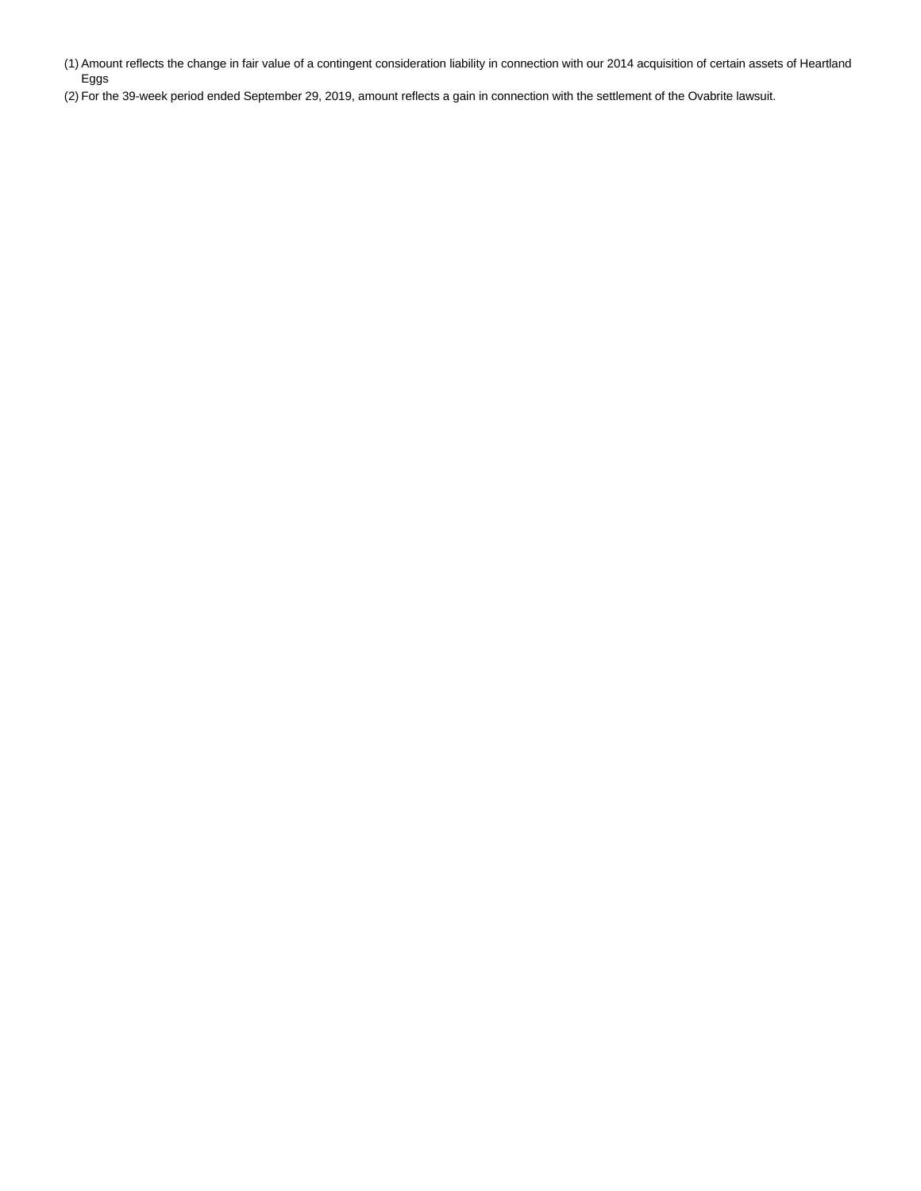(1) Amount reflects the change in fair value of a contingent consideration liability in connection with our 2014 acquisition of certain assets of Heartland Eggs

(2) For the 39-week period ended September 29, 2019, amount reflects a gain in connection with the settlement of the Ovabrite lawsuit.